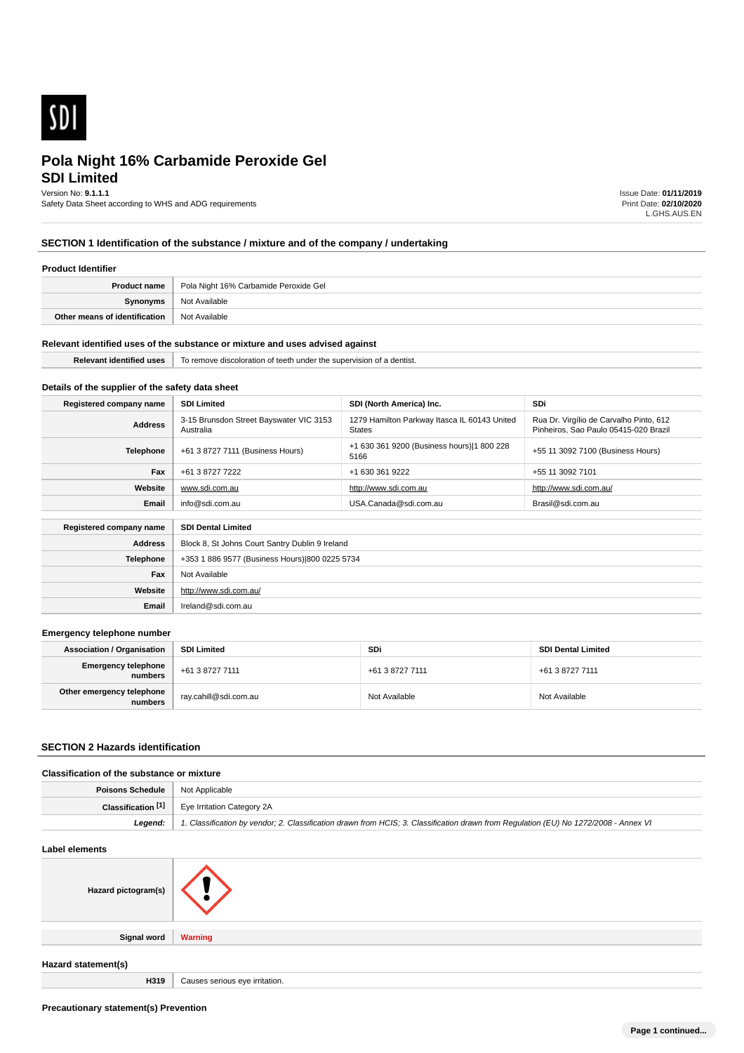# Pola Night 16% Carbamide Peroxide Gel
## SDI Limited

Version No: **9.1.1.1**
Safety Data Sheet according to WHS and ADG requirements

Issue Date: **01/11/2019**
Print Date: **02/10/2020**
L.GHS.AUS.EN

## SECTION 1 Identification of the substance / mixture and of the company / undertaking

### Product Identifier

| | |
|---|---|
| **Product name** | Pola Night 16% Carbamide Peroxide Gel |
| **Synonyms** | Not Available |
| **Other means of identification** | Not Available |

### Relevant identified uses of the substance or mixture and uses advised against

| | |
|---|---|
| **Relevant identified uses** | To remove discoloration of teeth under the supervision of a dentist. |

### Details of the supplier of the safety data sheet

| **Registered company name** | **SDI Limited** | **SDI (North America) Inc.** | **SDi** |
|---|---|---|---|
| **Address** | 3-15 Brunsdon Street Bayswater VIC 3153 Australia | 1279 Hamilton Parkway Itasca IL 60143 United States | Rua Dr. Virgílio de Carvalho Pinto, 612 Pinheiros, Sao Paulo 05415-020 Brazil |
| **Telephone** | +61 3 8727 7111 (Business Hours) | +1 630 361 9200 (Business hours)\|1 800 228 5166 | +55 11 3092 7100 (Business Hours) |
| **Fax** | +61 3 8727 7222 | +1 630 361 9222 | +55 11 3092 7101 |
| **Website** | www.sdi.com.au | http://www.sdi.com.au | http://www.sdi.com.au/ |
| **Email** | info@sdi.com.au | USA.Canada@sdi.com.au | Brasil@sdi.com.au |

| **Registered company name** | **SDI Dental Limited** |
|---|---|
| **Address** | Block 8, St Johns Court Santry Dublin 9 Ireland |
| **Telephone** | +353 1 886 9577 (Business Hours)\|800 0225 5734 |
| **Fax** | Not Available |
| **Website** | http://www.sdi.com.au/ |
| **Email** | Ireland@sdi.com.au |

### Emergency telephone number

| **Association / Organisation** | **SDI Limited** | **SDi** | **SDI Dental Limited** |
|---|---|---|---|
| **Emergency telephone numbers** | +61 3 8727 7111 | +61 3 8727 7111 | +61 3 8727 7111 |
| **Other emergency telephone numbers** | ray.cahill@sdi.com.au | Not Available | Not Available |

## SECTION 2 Hazards identification

### Classification of the substance or mixture

| | |
|---|---|
| **Poisons Schedule** | Not Applicable |
| **Classification [1]** | Eye Irritation Category 2A |
| ***Legend:*** | *1. Classification by vendor; 2. Classification drawn from HCIS; 3. Classification drawn from Regulation (EU) No 1272/2008 - Annex VI* |

### Label elements

| | |
|---|---|
| **Hazard pictogram(s)** | |
| **Signal word** | **Warning** |

### Hazard statement(s)

| | |
|---|---|
| **H319** | Causes serious eye irritation. |

### Precautionary statement(s) Prevention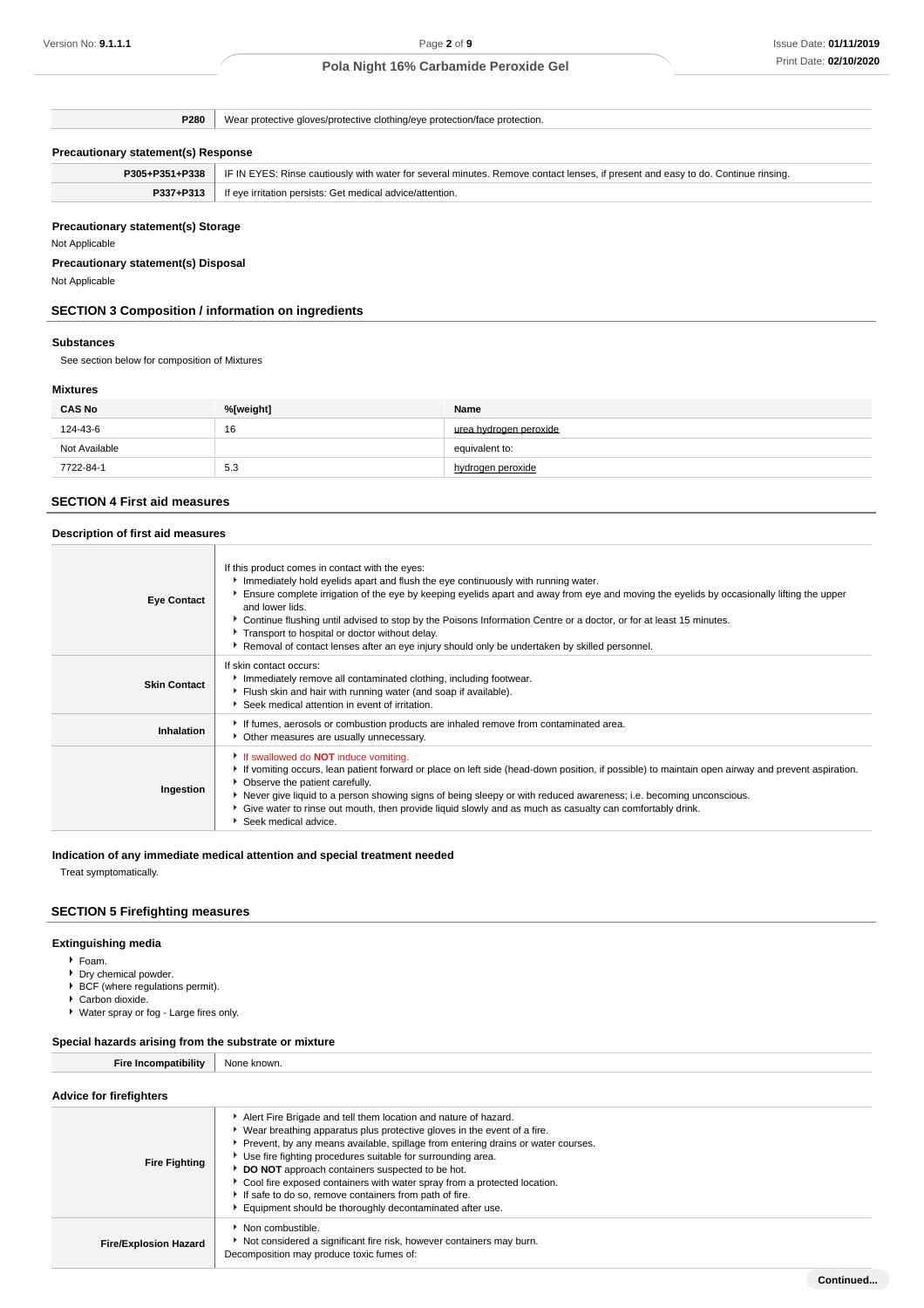| | |
|---|---|
| **P280** | Wear protective gloves/protective clothing/eye protection/face protection. |

### Precautionary statement(s) Response

| | |
|---|---|
| **P305+P351+P338** | IF IN EYES: Rinse cautiously with water for several minutes. Remove contact lenses, if present and easy to do. Continue rinsing. |
| **P337+P313** | If eye irritation persists: Get medical advice/attention. |

### Precautionary statement(s) Storage

Not Applicable

### Precautionary statement(s) Disposal

Not Applicable

## SECTION 3 Composition / information on ingredients

### Substances

See section below for composition of Mixtures

### Mixtures

| CAS No | %[weight] | Name |
|---|---|---|
| 124-43-6 | 16 | urea hydrogen peroxide |
| Not Available | | equivalent to: |
| 7722-84-1 | 5.3 | hydrogen peroxide |

## SECTION 4 First aid measures

### Description of first aid measures

| | |
|---|---|
| **Eye Contact** | If this product comes in contact with the eyes:<br>- Immediately hold eyelids apart and flush the eye continuously with running water.<br>- Ensure complete irrigation of the eye by keeping eyelids apart and away from eye and moving the eyelids by occasionally lifting the upper and lower lids.<br>- Continue flushing until advised to stop by the Poisons Information Centre or a doctor, or for at least 15 minutes.<br>- Transport to hospital or doctor without delay.<br>- Removal of contact lenses after an eye injury should only be undertaken by skilled personnel. |
| **Skin Contact** | If skin contact occurs:<br>- Immediately remove all contaminated clothing, including footwear.<br>- Flush skin and hair with running water (and soap if available).<br>- Seek medical attention in event of irritation. |
| **Inhalation** | - If fumes, aerosols or combustion products are inhaled remove from contaminated area.<br>- Other measures are usually unnecessary. |
| **Ingestion** | - If swallowed do **NOT** induce vomiting.<br>- If vomiting occurs, lean patient forward or place on left side (head-down position, if possible) to maintain open airway and prevent aspiration.<br>- Observe the patient carefully.<br>- Never give liquid to a person showing signs of being sleepy or with reduced awareness; i.e. becoming unconscious.<br>- Give water to rinse out mouth, then provide liquid slowly and as much as casualty can comfortably drink.<br>- Seek medical advice. |

### Indication of any immediate medical attention and special treatment needed

Treat symptomatically.

## SECTION 5 Firefighting measures

### Extinguishing media

- Foam.
- Dry chemical powder.
- BCF (where regulations permit).
- Carbon dioxide.
- Water spray or fog - Large fires only.

### Special hazards arising from the substrate or mixture

| | |
|---|---|
| **Fire Incompatibility** | None known. |

### Advice for firefighters

| | |
|---|---|
| **Fire Fighting** | - Alert Fire Brigade and tell them location and nature of hazard.<br>- Wear breathing apparatus plus protective gloves in the event of a fire.<br>- Prevent, by any means available, spillage from entering drains or water courses.<br>- Use fire fighting procedures suitable for surrounding area.<br>- **DO NOT** approach containers suspected to be hot.<br>- Cool fire exposed containers with water spray from a protected location.<br>- If safe to do so, remove containers from path of fire.<br>- Equipment should be thoroughly decontaminated after use. |
| **Fire/Explosion Hazard** | - Non combustible.<br>- Not considered a significant fire risk, however containers may burn.<br>Decomposition may produce toxic fumes of: |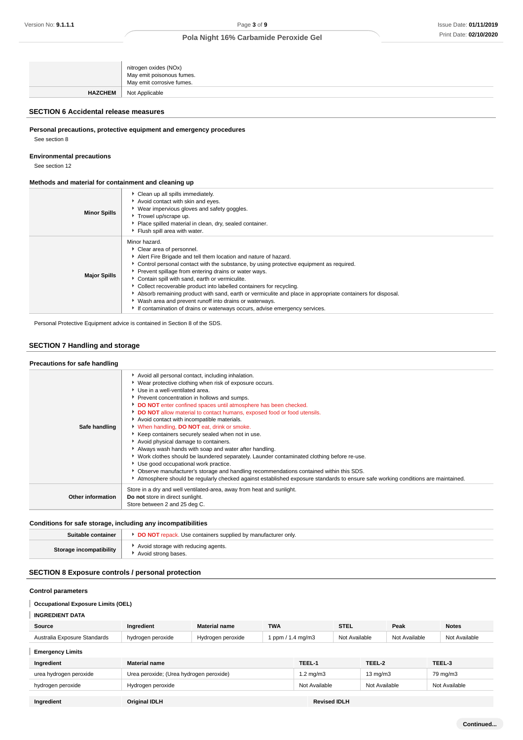| | |
|---|---|
| | nitrogen oxides (NOx)<br>May emit poisonous fumes.<br>May emit corrosive fumes. |
| **HAZCHEM** | Not Applicable |

## SECTION 6 Accidental release measures

### Personal precautions, protective equipment and emergency procedures

See section 8

### Environmental precautions

See section 12

### Methods and material for containment and cleaning up

| | |
|---|---|
| **Minor Spills** | - Clean up all spills immediately.<br>- Avoid contact with skin and eyes.<br>- Wear impervious gloves and safety goggles.<br>- Trowel up/scrape up.<br>- Place spilled material in clean, dry, sealed container.<br>- Flush spill area with water. |
| **Major Spills** | Minor hazard.<br>- Clear area of personnel.<br>- Alert Fire Brigade and tell them location and nature of hazard.<br>- Control personal contact with the substance, by using protective equipment as required.<br>- Prevent spillage from entering drains or water ways.<br>- Contain spill with sand, earth or vermiculite.<br>- Collect recoverable product into labelled containers for recycling.<br>- Absorb remaining product with sand, earth or vermiculite and place in appropriate containers for disposal.<br>- Wash area and prevent runoff into drains or waterways.<br>- If contamination of drains or waterways occurs, advise emergency services. |

Personal Protective Equipment advice is contained in Section 8 of the SDS.

## SECTION 7 Handling and storage

### Precautions for safe handling

| | |
|---|---|
| **Safe handling** | - Avoid all personal contact, including inhalation.<br>- Wear protective clothing when risk of exposure occurs.<br>- Use in a well-ventilated area.<br>- Prevent concentration in hollows and sumps.<br>- **DO NOT** enter confined spaces until atmosphere has been checked.<br>- **DO NOT** allow material to contact humans, exposed food or food utensils.<br>- Avoid contact with incompatible materials.<br>- When handling, **DO NOT** eat, drink or smoke.<br>- Keep containers securely sealed when not in use.<br>- Avoid physical damage to containers.<br>- Always wash hands with soap and water after handling.<br>- Work clothes should be laundered separately. Launder contaminated clothing before re-use.<br>- Use good occupational work practice.<br>- Observe manufacturer's storage and handling recommendations contained within this SDS.<br>- Atmosphere should be regularly checked against established exposure standards to ensure safe working conditions are maintained. |
| **Other information** | Store in a dry and well ventilated-area, away from heat and sunlight.<br>**Do not** store in direct sunlight.<br>Store between 2 and 25 deg C. |

### Conditions for safe storage, including any incompatibilities

| | |
|---|---|
| **Suitable container** | - **DO NOT** repack. Use containers supplied by manufacturer only. |
| **Storage incompatibility** | - Avoid storage with reducing agents.<br>- Avoid strong bases. |

## SECTION 8 Exposure controls / personal protection

### Control parameters

**Occupational Exposure Limits (OEL)**

**INGREDIENT DATA**

| Source | Ingredient | Material name | TWA | STEL | Peak | Notes |
|---|---|---|---|---|---|---|
| Australia Exposure Standards | hydrogen peroxide | Hydrogen peroxide | 1 ppm / 1.4 mg/m3 | Not Available | Not Available | Not Available |

**Emergency Limits**

| Ingredient | Material name | TEEL-1 | TEEL-2 | TEEL-3 |
|---|---|---|---|---|
| urea hydrogen peroxide | Urea peroxide; (Urea hydrogen peroxide) | 1.2 mg/m3 | 13 mg/m3 | 79 mg/m3 |
| hydrogen peroxide | Hydrogen peroxide | Not Available | Not Available | Not Available |

| Ingredient | Original IDLH | Revised IDLH |
|---|---|---|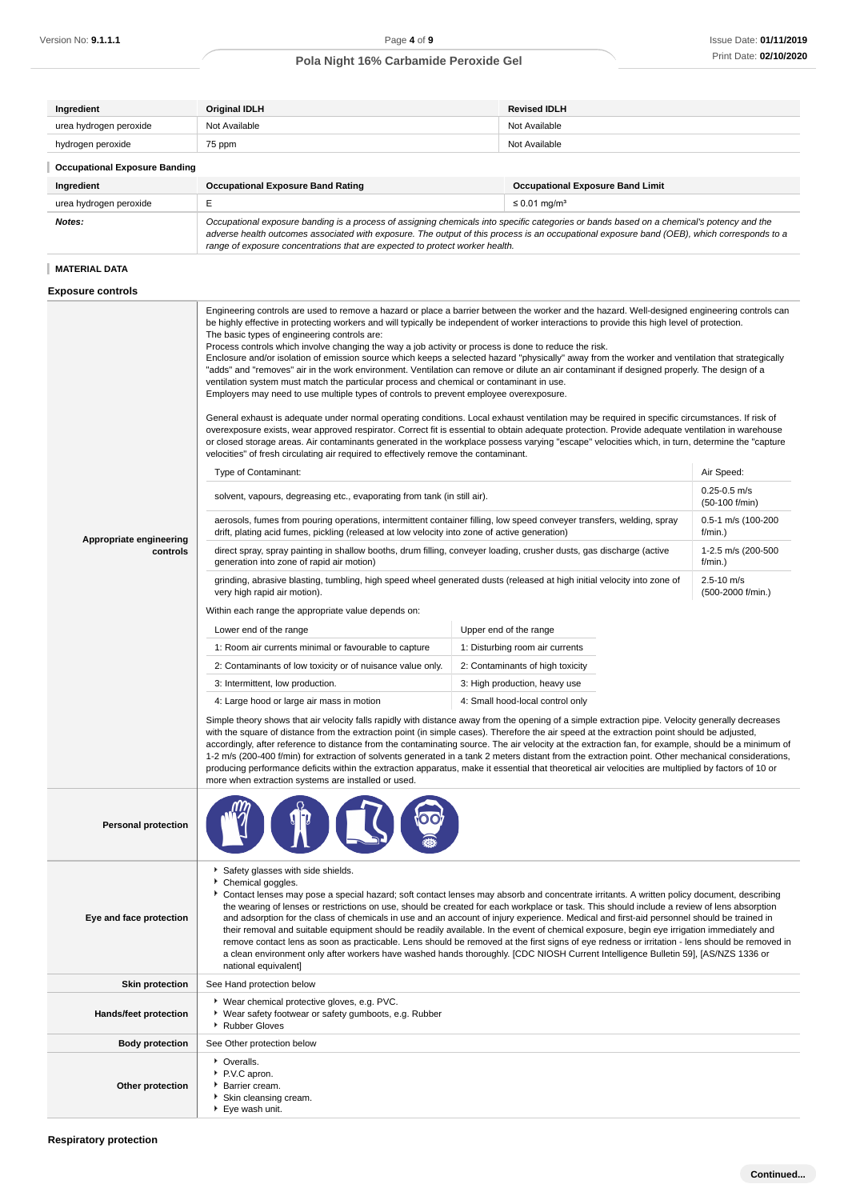| Ingredient | Original IDLH | Revised IDLH |
|---|---|---|
| urea hydrogen peroxide | Not Available | Not Available |
| hydrogen peroxide | 75 ppm | Not Available |

### Occupational Exposure Banding

| Ingredient | Occupational Exposure Band Rating | Occupational Exposure Band Limit |
|---|---|---|
| urea hydrogen peroxide | E | ≤ 0.01 mg/m³ |
| ***Notes:*** | *Occupational exposure banding is a process of assigning chemicals into specific categories or bands based on a chemical's potency and the adverse health outcomes associated with exposure. The output of this process is an occupational exposure band (OEB), which corresponds to a range of exposure concentrations that are expected to protect worker health.* | |

### MATERIAL DATA

## Exposure controls

**Appropriate engineering controls**

Engineering controls are used to remove a hazard or place a barrier between the worker and the hazard. Well-designed engineering controls can be highly effective in protecting workers and will typically be independent of worker interactions to provide this high level of protection.
The basic types of engineering controls are:
Process controls which involve changing the way a job activity or process is done to reduce the risk.
Enclosure and/or isolation of emission source which keeps a selected hazard "physically" away from the worker and ventilation that strategically "adds" and "removes" air in the work environment. Ventilation can remove or dilute an air contaminant if designed properly. The design of a ventilation system must match the particular process and chemical or contaminant in use.
Employers may need to use multiple types of controls to prevent employee overexposure.

General exhaust is adequate under normal operating conditions. Local exhaust ventilation may be required in specific circumstances. If risk of overexposure exists, wear approved respirator. Correct fit is essential to obtain adequate protection. Provide adequate ventilation in warehouse or closed storage areas. Air contaminants generated in the workplace possess varying "escape" velocities which, in turn, determine the "capture velocities" of fresh circulating air required to effectively remove the contaminant.

| Type of Contaminant: | Air Speed: |
|---|---|
| solvent, vapours, degreasing etc., evaporating from tank (in still air). | 0.25-0.5 m/s (50-100 f/min) |
| aerosols, fumes from pouring operations, intermittent container filling, low speed conveyer transfers, welding, spray drift, plating acid fumes, pickling (released at low velocity into zone of active generation) | 0.5-1 m/s (100-200 f/min.) |
| direct spray, spray painting in shallow booths, drum filling, conveyer loading, crusher dusts, gas discharge (active generation into zone of rapid air motion) | 1-2.5 m/s (200-500 f/min.) |
| grinding, abrasive blasting, tumbling, high speed wheel generated dusts (released at high initial velocity into zone of very high rapid air motion). | 2.5-10 m/s (500-2000 f/min.) |

Within each range the appropriate value depends on:

| Lower end of the range | Upper end of the range |
|---|---|
| 1: Room air currents minimal or favourable to capture | 1: Disturbing room air currents |
| 2: Contaminants of low toxicity or of nuisance value only. | 2: Contaminants of high toxicity |
| 3: Intermittent, low production. | 3: High production, heavy use |
| 4: Large hood or large air mass in motion | 4: Small hood-local control only |

Simple theory shows that air velocity falls rapidly with distance away from the opening of a simple extraction pipe. Velocity generally decreases with the square of distance from the extraction point (in simple cases). Therefore the air speed at the extraction point should be adjusted, accordingly, after reference to distance from the contaminating source. The air velocity at the extraction fan, for example, should be a minimum of 1-2 m/s (200-400 f/min) for extraction of solvents generated in a tank 2 meters distant from the extraction point. Other mechanical considerations, producing performance deficits within the extraction apparatus, make it essential that theoretical air velocities are multiplied by factors of 10 or more when extraction systems are installed or used.

**Personal protection**

**Eye and face protection**

- Safety glasses with side shields.
- Chemical goggles.
- Contact lenses may pose a special hazard; soft contact lenses may absorb and concentrate irritants. A written policy document, describing the wearing of lenses or restrictions on use, should be created for each workplace or task. This should include a review of lens absorption and adsorption for the class of chemicals in use and an account of injury experience. Medical and first-aid personnel should be trained in their removal and suitable equipment should be readily available. In the event of chemical exposure, begin eye irrigation immediately and remove contact lens as soon as practicable. Lens should be removed at the first signs of eye redness or irritation - lens should be removed in a clean environment only after workers have washed hands thoroughly. [CDC NIOSH Current Intelligence Bulletin 59], [AS/NZS 1336 or national equivalent]

**Skin protection**

See Hand protection below

**Hands/feet protection**

- Wear chemical protective gloves, e.g. PVC.
- Wear safety footwear or safety gumboots, e.g. Rubber
- Rubber Gloves

**Body protection**

See Other protection below

**Other protection**

- Overalls.
- P.V.C apron.
- Barrier cream.
- Skin cleansing cream.
- Eye wash unit.

## Respiratory protection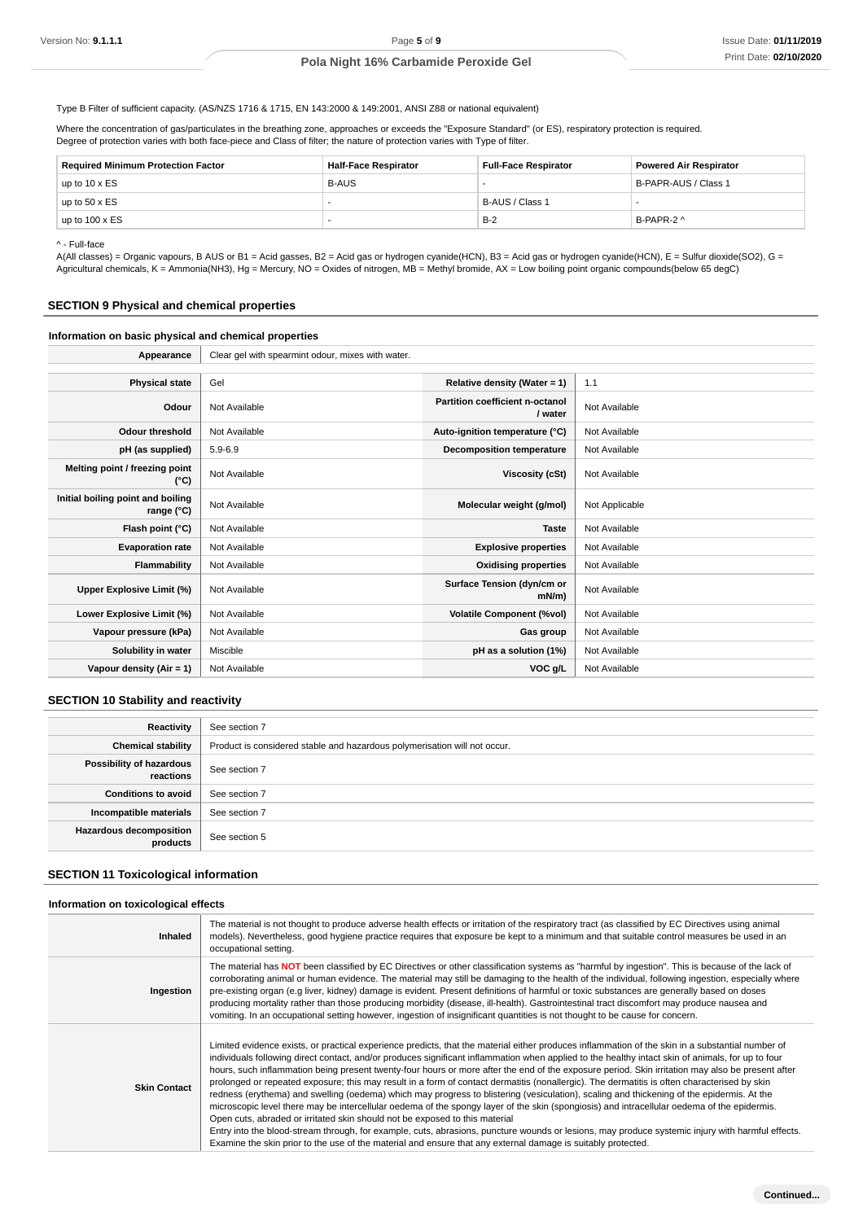Type B Filter of sufficient capacity. (AS/NZS 1716 & 1715, EN 143:2000 & 149:2001, ANSI Z88 or national equivalent)

Where the concentration of gas/particulates in the breathing zone, approaches or exceeds the "Exposure Standard" (or ES), respiratory protection is required.
Degree of protection varies with both face-piece and Class of filter; the nature of protection varies with Type of filter.

| Required Minimum Protection Factor | Half-Face Respirator | Full-Face Respirator | Powered Air Respirator |
|---|---|---|---|
| up to 10 x ES | B-AUS | - | B-PAPR-AUS / Class 1 |
| up to 50 x ES | - | B-AUS / Class 1 | - |
| up to 100 x ES | - | B-2 | B-PAPR-2 ^ |

^ - Full-face

A(All classes) = Organic vapours, B AUS or B1 = Acid gasses, B2 = Acid gas or hydrogen cyanide(HCN), B3 = Acid gas or hydrogen cyanide(HCN), E = Sulfur dioxide(SO2), G = Agricultural chemicals, K = Ammonia(NH3), Hg = Mercury, NO = Oxides of nitrogen, MB = Methyl bromide, AX = Low boiling point organic compounds(below 65 degC)

## SECTION 9 Physical and chemical properties

### Information on basic physical and chemical properties

| | |
|---|---|
| **Appearance** | Clear gel with spearmint odour, mixes with water. |

| | | | |
|---|---|---|---|
| **Physical state** | Gel | **Relative density (Water = 1)** | 1.1 |
| **Odour** | Not Available | **Partition coefficient n-octanol / water** | Not Available |
| **Odour threshold** | Not Available | **Auto-ignition temperature (°C)** | Not Available |
| **pH (as supplied)** | 5.9-6.9 | **Decomposition temperature** | Not Available |
| **Melting point / freezing point (°C)** | Not Available | **Viscosity (cSt)** | Not Available |
| **Initial boiling point and boiling range (°C)** | Not Available | **Molecular weight (g/mol)** | Not Applicable |
| **Flash point (°C)** | Not Available | **Taste** | Not Available |
| **Evaporation rate** | Not Available | **Explosive properties** | Not Available |
| **Flammability** | Not Available | **Oxidising properties** | Not Available |
| **Upper Explosive Limit (%)** | Not Available | **Surface Tension (dyn/cm or mN/m)** | Not Available |
| **Lower Explosive Limit (%)** | Not Available | **Volatile Component (%vol)** | Not Available |
| **Vapour pressure (kPa)** | Not Available | **Gas group** | Not Available |
| **Solubility in water** | Miscible | **pH as a solution (1%)** | Not Available |
| **Vapour density (Air = 1)** | Not Available | **VOC g/L** | Not Available |

## SECTION 10 Stability and reactivity

| | |
|---|---|
| **Reactivity** | See section 7 |
| **Chemical stability** | Product is considered stable and hazardous polymerisation will not occur. |
| **Possibility of hazardous reactions** | See section 7 |
| **Conditions to avoid** | See section 7 |
| **Incompatible materials** | See section 7 |
| **Hazardous decomposition products** | See section 5 |

## SECTION 11 Toxicological information

### Information on toxicological effects

| | |
|---|---|
| **Inhaled** | The material is not thought to produce adverse health effects or irritation of the respiratory tract (as classified by EC Directives using animal models). Nevertheless, good hygiene practice requires that exposure be kept to a minimum and that suitable control measures be used in an occupational setting. |
| **Ingestion** | The material has **NOT** been classified by EC Directives or other classification systems as "harmful by ingestion". This is because of the lack of corroborating animal or human evidence. The material may still be damaging to the health of the individual, following ingestion, especially where pre-existing organ (e.g liver, kidney) damage is evident. Present definitions of harmful or toxic substances are generally based on doses producing mortality rather than those producing morbidity (disease, ill-health). Gastrointestinal tract discomfort may produce nausea and vomiting. In an occupational setting however, ingestion of insignificant quantities is not thought to be cause for concern. |
| **Skin Contact** | Limited evidence exists, or practical experience predicts, that the material either produces inflammation of the skin in a substantial number of individuals following direct contact, and/or produces significant inflammation when applied to the healthy intact skin of animals, for up to four hours, such inflammation being present twenty-four hours or more after the end of the exposure period. Skin irritation may also be present after prolonged or repeated exposure; this may result in a form of contact dermatitis (nonallergic). The dermatitis is often characterised by skin redness (erythema) and swelling (oedema) which may progress to blistering (vesiculation), scaling and thickening of the epidermis. At the microscopic level there may be intercellular oedema of the spongy layer of the skin (spongiosis) and intracellular oedema of the epidermis.<br>Open cuts, abraded or irritated skin should not be exposed to this material<br>Entry into the blood-stream through, for example, cuts, abrasions, puncture wounds or lesions, may produce systemic injury with harmful effects. Examine the skin prior to the use of the material and ensure that any external damage is suitably protected. |

Continued...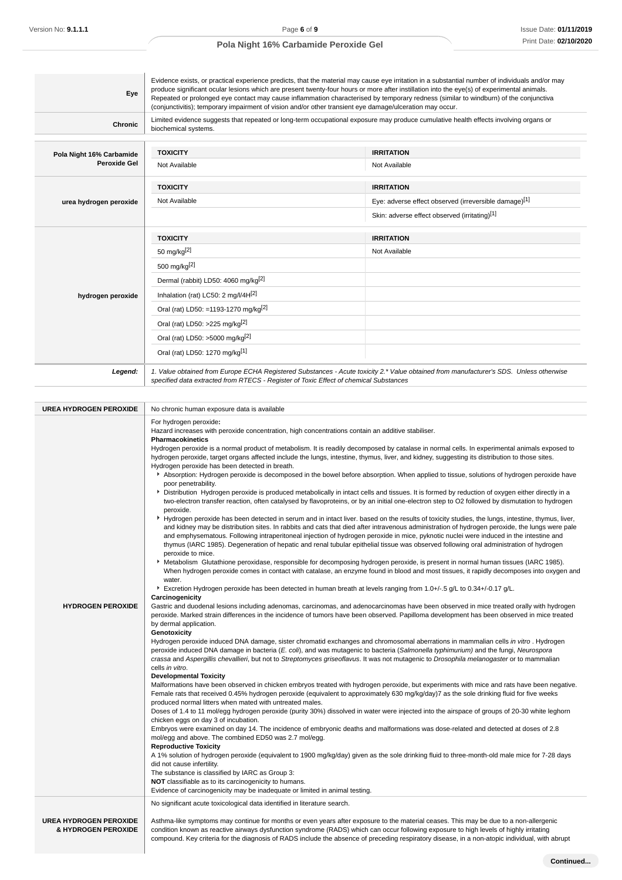| | |
|---|---|
| **Eye** | Evidence exists, or practical experience predicts, that the material may cause eye irritation in a substantial number of individuals and/or may produce significant ocular lesions which are present twenty-four hours or more after instillation into the eye(s) of experimental animals. Repeated or prolonged eye contact may cause inflammation characterised by temporary redness (similar to windburn) of the conjunctiva (conjunctivitis); temporary impairment of vision and/or other transient eye damage/ulceration may occur. |
| **Chronic** | Limited evidence suggests that repeated or long-term occupational exposure may produce cumulative health effects involving organs or biochemical systems. |

| | TOXICITY | IRRITATION |
|---|---|---|
| **Pola Night 16% Carbamide Peroxide Gel** | Not Available | Not Available |
| **urea hydrogen peroxide** | Not Available | Eye: adverse effect observed (irreversible damage)[1] |
| | | Skin: adverse effect observed (irritating)[1] |
| **hydrogen peroxide** | 50 mg/kg[2] | Not Available |
| | 500 mg/kg[2] | |
| | Dermal (rabbit) LD50: 4060 mg/kg[2] | |
| | Inhalation (rat) LC50: 2 mg/l/4H[2] | |
| | Oral (rat) LD50: =1193-1270 mg/kg[2] | |
| | Oral (rat) LD50: >225 mg/kg[2] | |
| | Oral (rat) LD50: >5000 mg/kg[2] | |
| | Oral (rat) LD50: 1270 mg/kg[1] | |
| ***Legend:*** | *1. Value obtained from Europe ECHA Registered Substances - Acute toxicity 2.\* Value obtained from manufacturer's SDS. Unless otherwise specified data extracted from RTECS - Register of Toxic Effect of chemical Substances* | |

| | |
|---|---|
| **UREA HYDROGEN PEROXIDE** | No chronic human exposure data is available |
| **HYDROGEN PEROXIDE** | For hydrogen peroxide**:**<br>Hazard increases with peroxide concentration, high concentrations contain an additive stabiliser.<br>**Pharmacokinetics**<br>Hydrogen peroxide is a normal product of metabolism. It is readily decomposed by catalase in normal cells. In experimental animals exposed to hydrogen peroxide, target organs affected include the lungs, intestine, thymus, liver, and kidney, suggesting its distribution to those sites. Hydrogen peroxide has been detected in breath.<br>- Absorption: Hydrogen peroxide is decomposed in the bowel before absorption. When applied to tissue, solutions of hydrogen peroxide have poor penetrability.<br>- Distribution Hydrogen peroxide is produced metabolically in intact cells and tissues. It is formed by reduction of oxygen either directly in a two-electron transfer reaction, often catalysed by flavoproteins, or by an initial one-electron step to O2 followed by dismutation to hydrogen peroxide.<br>- Hydrogen peroxide has been detected in serum and in intact liver. based on the results of toxicity studies, the lungs, intestine, thymus, liver, and kidney may be distribution sites. In rabbits and cats that died after intravenous administration of hydrogen peroxide, the lungs were pale and emphysematous. Following intraperitoneal injection of hydrogen peroxide in mice, pyknotic nuclei were induced in the intestine and thymus (IARC 1985). Degeneration of hepatic and renal tubular epithelial tissue was observed following oral administration of hydrogen peroxide to mice.<br>- Metabolism Glutathione peroxidase, responsible for decomposing hydrogen peroxide, is present in normal human tissues (IARC 1985). When hydrogen peroxide comes in contact with catalase, an enzyme found in blood and most tissues, it rapidly decomposes into oxygen and water.<br>- Excretion Hydrogen peroxide has been detected in human breath at levels ranging from 1.0+/-.5 g/L to 0.34+/-0.17 g/L.<br>**Carcinogenicity**<br>Gastric and duodenal lesions including adenomas, carcinomas, and adenocarcinomas have been observed in mice treated orally with hydrogen peroxide. Marked strain differences in the incidence of tumors have been observed. Papilloma development has been observed in mice treated by dermal application.<br>**Genotoxicity**<br>Hydrogen peroxide induced DNA damage, sister chromatid exchanges and chromosomal aberrations in mammalian cells *in vitro* . Hydrogen peroxide induced DNA damage in bacteria (*E. coli*), and was mutagenic to bacteria (*Salmonella typhimurium)* and the fungi, *Neurospora crassa* and *Aspergillis chevallieri*, but not to *Streptomyces griseoflavus*. It was not mutagenic to *Drosophila melanogaster* or to mammalian cells *in vitro*.<br>**Developmental Toxicity**<br>Malformations have been observed in chicken embryos treated with hydrogen peroxide, but experiments with mice and rats have been negative. Female rats that received 0.45% hydrogen peroxide (equivalent to approximately 630 mg/kg/day)7 as the sole drinking fluid for five weeks produced normal litters when mated with untreated males.<br>Doses of 1.4 to 11 mol/egg hydrogen peroxide (purity 30%) dissolved in water were injected into the airspace of groups of 20-30 white leghorn chicken eggs on day 3 of incubation.<br>Embryos were examined on day 14. The incidence of embryonic deaths and malformations was dose-related and detected at doses of 2.8 mol/egg and above. The combined ED50 was 2.7 mol/egg.<br>**Reproductive Toxicity**<br>A 1% solution of hydrogen peroxide (equivalent to 1900 mg/kg/day) given as the sole drinking fluid to three-month-old male mice for 7-28 days did not cause infertility.<br>The substance is classified by IARC as Group 3:<br>**NOT** classifiable as to its carcinogenicity to humans.<br>Evidence of carcinogenicity may be inadequate or limited in animal testing. |
| **UREA HYDROGEN PEROXIDE & HYDROGEN PEROXIDE** | No significant acute toxicological data identified in literature search.<br><br>Asthma-like symptoms may continue for months or even years after exposure to the material ceases. This may be due to a non-allergenic condition known as reactive airways dysfunction syndrome (RADS) which can occur following exposure to high levels of highly irritating compound. Key criteria for the diagnosis of RADS include the absence of preceding respiratory disease, in a non-atopic individual, with abrupt |

**Continued...**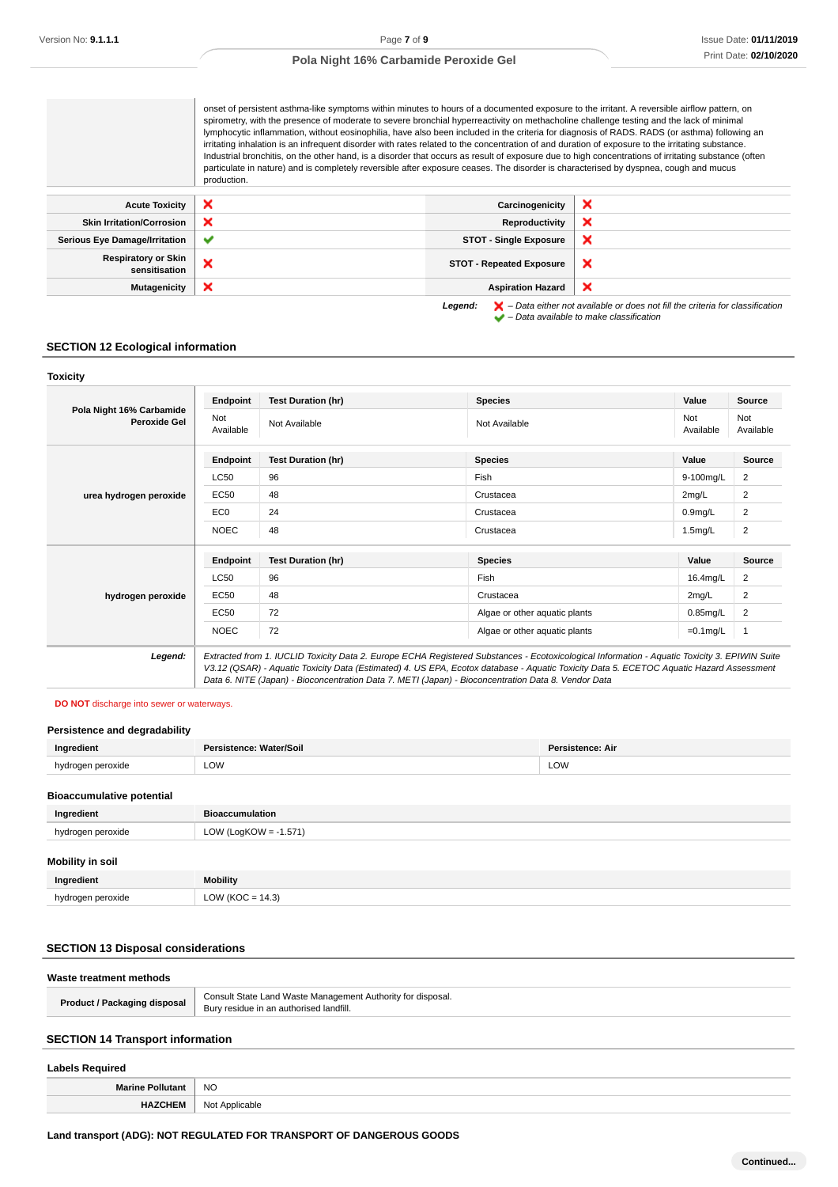| | |
|---|---|
| | onset of persistent asthma-like symptoms within minutes to hours of a documented exposure to the irritant. A reversible airflow pattern, on spirometry, with the presence of moderate to severe bronchial hyperreactivity on methacholine challenge testing and the lack of minimal lymphocytic inflammation, without eosinophilia, have also been included in the criteria for diagnosis of RADS. RADS (or asthma) following an irritating inhalation is an infrequent disorder with rates related to the concentration of and duration of exposure to the irritating substance. Industrial bronchitis, on the other hand, is a disorder that occurs as result of exposure due to high concentrations of irritating substance (often particulate in nature) and is completely reversible after exposure ceases. The disorder is characterised by dyspnea, cough and mucus production. |

| | | | |
|---|---|---|---|
| **Acute Toxicity** | ✘ | **Carcinogenicity** | ✘ |
| **Skin Irritation/Corrosion** | ✘ | **Reproductivity** | ✘ |
| **Serious Eye Damage/Irritation** | ✔ | **STOT - Single Exposure** | ✘ |
| **Respiratory or Skin sensitisation** | ✘ | **STOT - Repeated Exposure** | ✘ |
| **Mutagenicity** | ✘ | **Aspiration Hazard** | ✘ |

***Legend:*** ✘ *– Data either not available or does not fill the criteria for classification*
✔ *– Data available to make classification*

## SECTION 12 Ecological information

### Toxicity

**Pola Night 16% Carbamide Peroxide Gel**

| Endpoint | Test Duration (hr) | Species | Value | Source |
|---|---|---|---|---|
| Not Available | Not Available | Not Available | Not Available | Not Available |

**urea hydrogen peroxide**

| Endpoint | Test Duration (hr) | Species | Value | Source |
|---|---|---|---|---|
| LC50 | 96 | Fish | 9-100mg/L | 2 |
| EC50 | 48 | Crustacea | 2mg/L | 2 |
| EC0 | 24 | Crustacea | 0.9mg/L | 2 |
| NOEC | 48 | Crustacea | 1.5mg/L | 2 |

**hydrogen peroxide**

| Endpoint | Test Duration (hr) | Species | Value | Source |
|---|---|---|---|---|
| LC50 | 96 | Fish | 16.4mg/L | 2 |
| EC50 | 48 | Crustacea | 2mg/L | 2 |
| EC50 | 72 | Algae or other aquatic plants | 0.85mg/L | 2 |
| NOEC | 72 | Algae or other aquatic plants | =0.1mg/L | 1 |

***Legend:*** *Extracted from 1. IUCLID Toxicity Data 2. Europe ECHA Registered Substances - Ecotoxicological Information - Aquatic Toxicity 3. EPIWIN Suite V3.12 (QSAR) - Aquatic Toxicity Data (Estimated) 4. US EPA, Ecotox database - Aquatic Toxicity Data 5. ECETOC Aquatic Hazard Assessment Data 6. NITE (Japan) - Bioconcentration Data 7. METI (Japan) - Bioconcentration Data 8. Vendor Data*

**DO NOT** discharge into sewer or waterways.

### Persistence and degradability

| Ingredient | Persistence: Water/Soil | Persistence: Air |
|---|---|---|
| hydrogen peroxide | LOW | LOW |

### Bioaccumulative potential

| Ingredient | Bioaccumulation |
|---|---|
| hydrogen peroxide | LOW (LogKOW = -1.571) |

### Mobility in soil

| Ingredient | Mobility |
|---|---|
| hydrogen peroxide | LOW (KOC = 14.3) |

## SECTION 13 Disposal considerations

### Waste treatment methods

| | |
|---|---|
| **Product / Packaging disposal** | Consult State Land Waste Management Authority for disposal.<br>Bury residue in an authorised landfill. |

## SECTION 14 Transport information

### Labels Required

| | |
|---|---|
| **Marine Pollutant** | NO |
| **HAZCHEM** | Not Applicable |

**Land transport (ADG): NOT REGULATED FOR TRANSPORT OF DANGEROUS GOODS**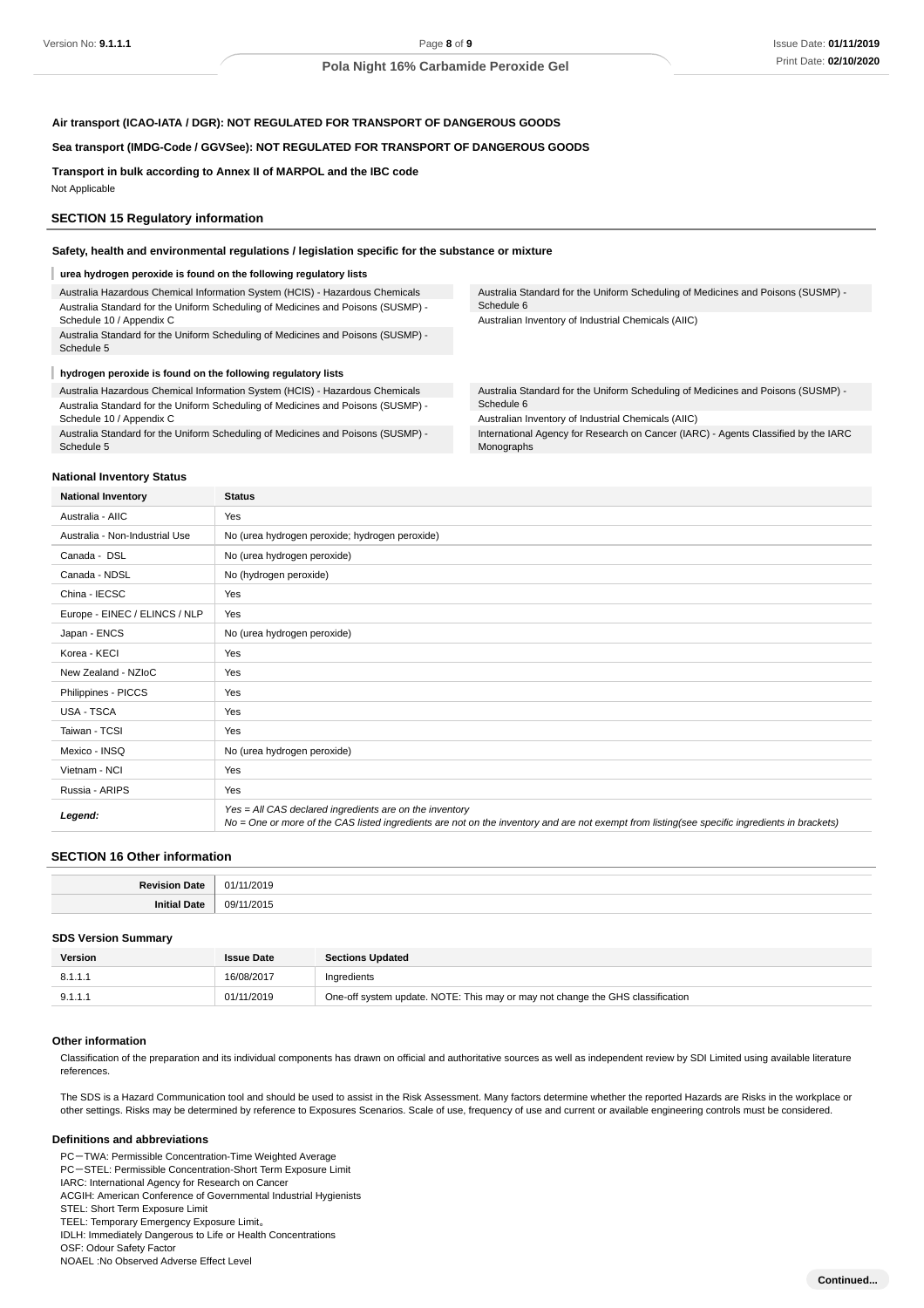**Air transport (ICAO-IATA / DGR): NOT REGULATED FOR TRANSPORT OF DANGEROUS GOODS**

**Sea transport (IMDG-Code / GGVSee): NOT REGULATED FOR TRANSPORT OF DANGEROUS GOODS**

**Transport in bulk according to Annex II of MARPOL and the IBC code**

Not Applicable

## SECTION 15 Regulatory information

### Safety, health and environmental regulations / legislation specific for the substance or mixture

**urea hydrogen peroxide is found on the following regulatory lists**

| | |
|---|---|
| Australia Hazardous Chemical Information System (HCIS) - Hazardous Chemicals | Australia Standard for the Uniform Scheduling of Medicines and Poisons (SUSMP) - Schedule 6 |
| Australia Standard for the Uniform Scheduling of Medicines and Poisons (SUSMP) - Schedule 10 / Appendix C | Australian Inventory of Industrial Chemicals (AIIC) |
| Australia Standard for the Uniform Scheduling of Medicines and Poisons (SUSMP) - Schedule 5 | |

**hydrogen peroxide is found on the following regulatory lists**

| | |
|---|---|
| Australia Hazardous Chemical Information System (HCIS) - Hazardous Chemicals | Australia Standard for the Uniform Scheduling of Medicines and Poisons (SUSMP) - Schedule 6 |
| Australia Standard for the Uniform Scheduling of Medicines and Poisons (SUSMP) - Schedule 10 / Appendix C | Australian Inventory of Industrial Chemicals (AIIC) |
| Australia Standard for the Uniform Scheduling of Medicines and Poisons (SUSMP) - Schedule 5 | International Agency for Research on Cancer (IARC) - Agents Classified by the IARC Monographs |

### National Inventory Status

| National Inventory | Status |
|---|---|
| Australia - AIIC | Yes |
| Australia - Non-Industrial Use | No (urea hydrogen peroxide; hydrogen peroxide) |
| Canada - DSL | No (urea hydrogen peroxide) |
| Canada - NDSL | No (hydrogen peroxide) |
| China - IECSC | Yes |
| Europe - EINEC / ELINCS / NLP | Yes |
| Japan - ENCS | No (urea hydrogen peroxide) |
| Korea - KECI | Yes |
| New Zealand - NZIoC | Yes |
| Philippines - PICCS | Yes |
| USA - TSCA | Yes |
| Taiwan - TCSI | Yes |
| Mexico - INSQ | No (urea hydrogen peroxide) |
| Vietnam - NCI | Yes |
| Russia - ARIPS | Yes |
| ***Legend:*** | *Yes = All CAS declared ingredients are on the inventory*<br>*No = One or more of the CAS listed ingredients are not on the inventory and are not exempt from listing(see specific ingredients in brackets)* |

## SECTION 16 Other information

| | |
|---|---|
| **Revision Date** | 01/11/2019 |
| **Initial Date** | 09/11/2015 |

### SDS Version Summary

| Version | Issue Date | Sections Updated |
|---|---|---|
| 8.1.1.1 | 16/08/2017 | Ingredients |
| 9.1.1.1 | 01/11/2019 | One-off system update. NOTE: This may or may not change the GHS classification |

### Other information

Classification of the preparation and its individual components has drawn on official and authoritative sources as well as independent review by SDI Limited using available literature references.

The SDS is a Hazard Communication tool and should be used to assist in the Risk Assessment. Many factors determine whether the reported Hazards are Risks in the workplace or other settings. Risks may be determined by reference to Exposures Scenarios. Scale of use, frequency of use and current or available engineering controls must be considered.

### Definitions and abbreviations

PC－TWA: Permissible Concentration-Time Weighted Average
PC－STEL: Permissible Concentration-Short Term Exposure Limit
IARC: International Agency for Research on Cancer
ACGIH: American Conference of Governmental Industrial Hygienists
STEL: Short Term Exposure Limit
TEEL: Temporary Emergency Exposure Limit。
IDLH: Immediately Dangerous to Life or Health Concentrations
OSF: Odour Safety Factor
NOAEL :No Observed Adverse Effect Level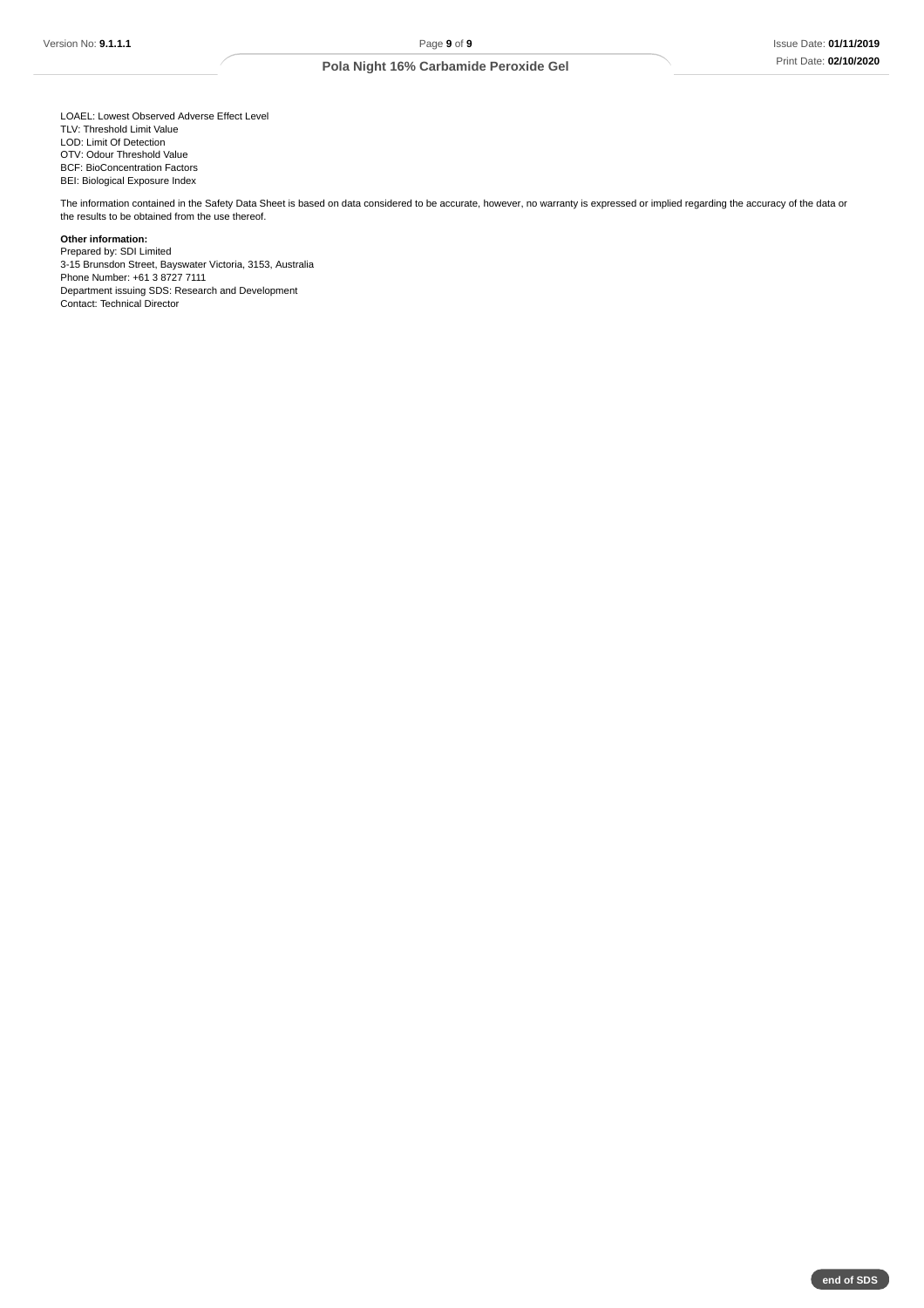LOAEL: Lowest Observed Adverse Effect Level
TLV: Threshold Limit Value
LOD: Limit Of Detection
OTV: Odour Threshold Value
BCF: BioConcentration Factors
BEI: Biological Exposure Index

The information contained in the Safety Data Sheet is based on data considered to be accurate, however, no warranty is expressed or implied regarding the accuracy of the data or the results to be obtained from the use thereof.

**Other information:**
Prepared by: SDI Limited
3-15 Brunsdon Street, Bayswater Victoria, 3153, Australia
Phone Number: +61 3 8727 7111
Department issuing SDS: Research and Development
Contact: Technical Director

**end of SDS**